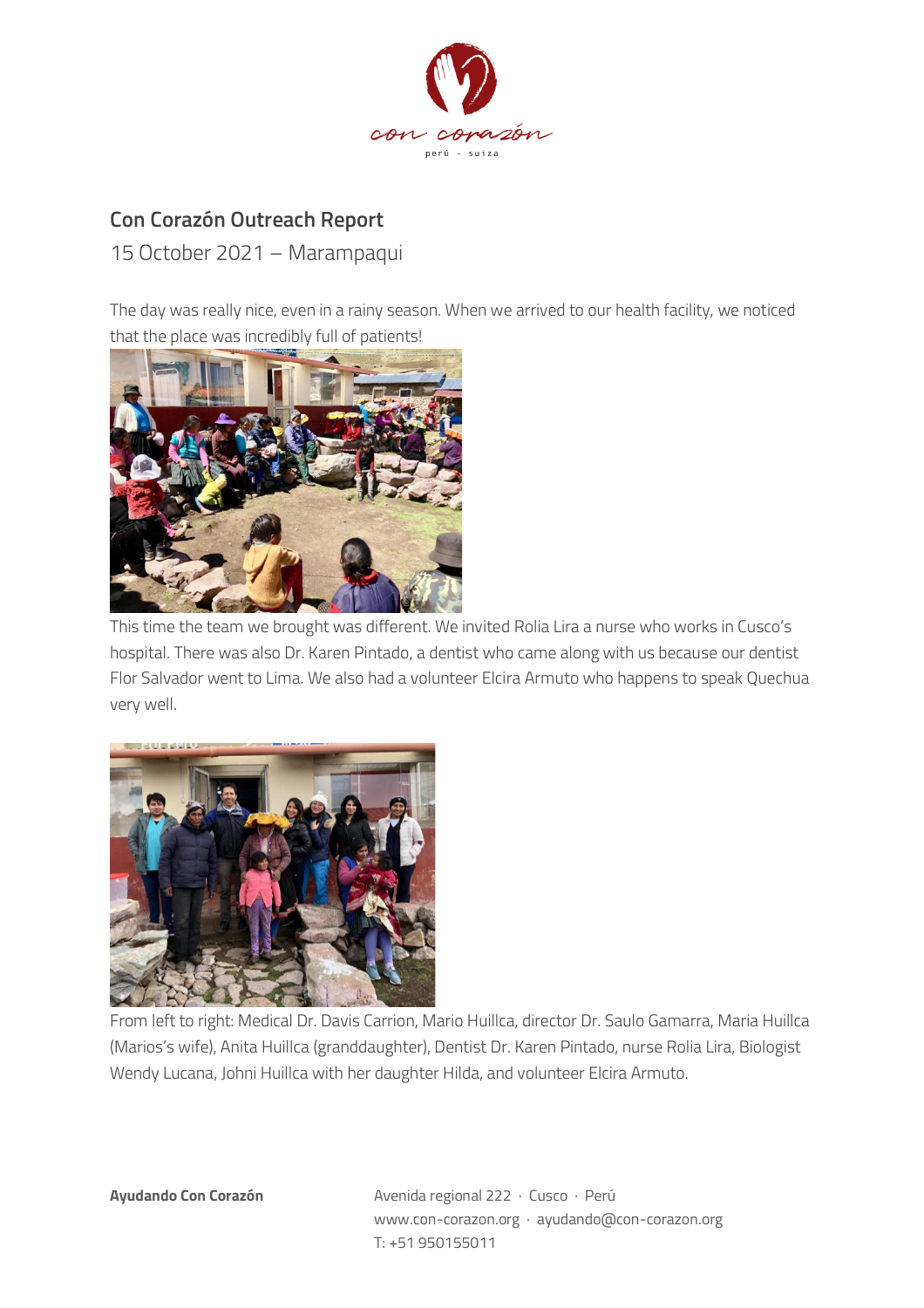## Con Corazón Outreach Report

15 October 2021 – Marampaqui

The day was really nice, even in a rainy season. When we arrived to our health facility, we noticed that the place was incredibly full of patients!

This time the team we brought was different. We invited Rolia Lira a nurse who works in Cusco's hospital. There was also Dr. Karen Pintado, a dentist who came along with us because our dentist Flor Salvador went to Lima. We also had a volunteer Elcira Armuto who happens to speak Quechua very well.

From left to right: Medical Dr. Davis Carrion, Mario Huillca, director Dr. Saulo Gamarra, Maria Huillca (Marios's wife), Anita Huillca (granddaughter), Dentist Dr. Karen Pintado, nurse Rolia Lira, Biologist Wendy Lucana, Johni Huillca with her daughter Hilda, and volunteer Elcira Armuto.

**Ayudando Con Corazón**

Avenida regional 222 · Cusco · Perú
www.con-corazon.org · ayudando@con-corazon.org
T: +51 950155011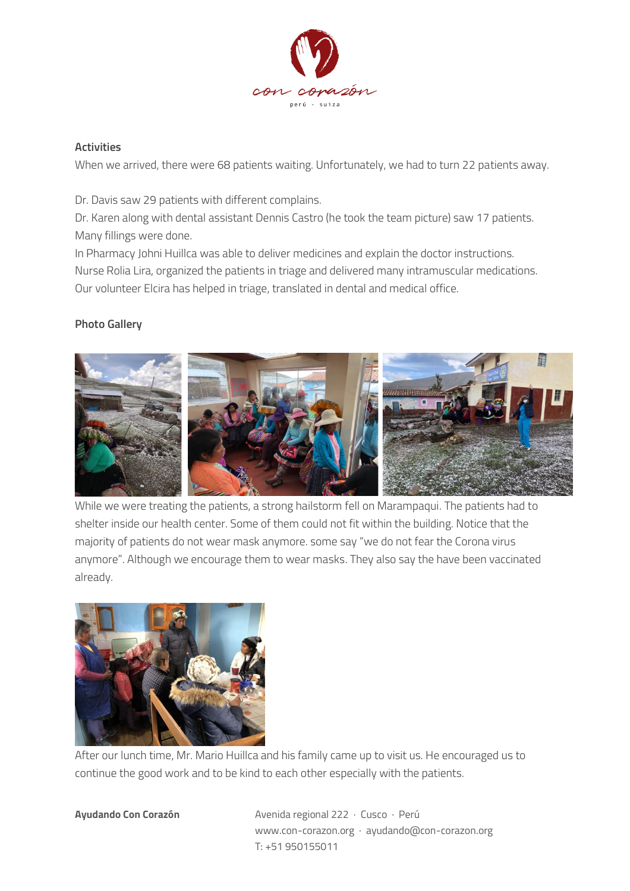### Activities

When we arrived, there were 68 patients waiting. Unfortunately, we had to turn 22 patients away.

Dr. Davis saw 29 patients with different complains.
Dr. Karen along with dental assistant Dennis Castro (he took the team picture) saw 17 patients. Many fillings were done.
In Pharmacy Johni Huillca was able to deliver medicines and explain the doctor instructions.
Nurse Rolia Lira, organized the patients in triage and delivered many intramuscular medications.
Our volunteer Elcira has helped in triage, translated in dental and medical office.

### Photo Gallery

While we were treating the patients, a strong hailstorm fell on Marampaqui. The patients had to shelter inside our health center. Some of them could not fit within the building. Notice that the majority of patients do not wear mask anymore. some say "we do not fear the Corona virus anymore". Although we encourage them to wear masks. They also say the have been vaccinated already.

After our lunch time, Mr. Mario Huillca and his family came up to visit us. He encouraged us to continue the good work and to be kind to each other especially with the patients.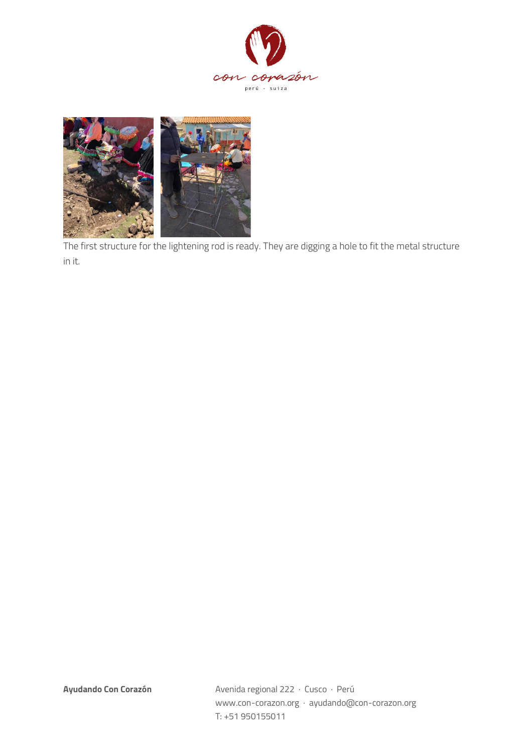The first structure for the lightening rod is ready. They are digging a hole to fit the metal structure in it.

**Ayudando Con Corazón**

Avenida regional 222 · Cusco · Perú
www.con-corazon.org · ayudando@con-corazon.org
T: +51 950155011